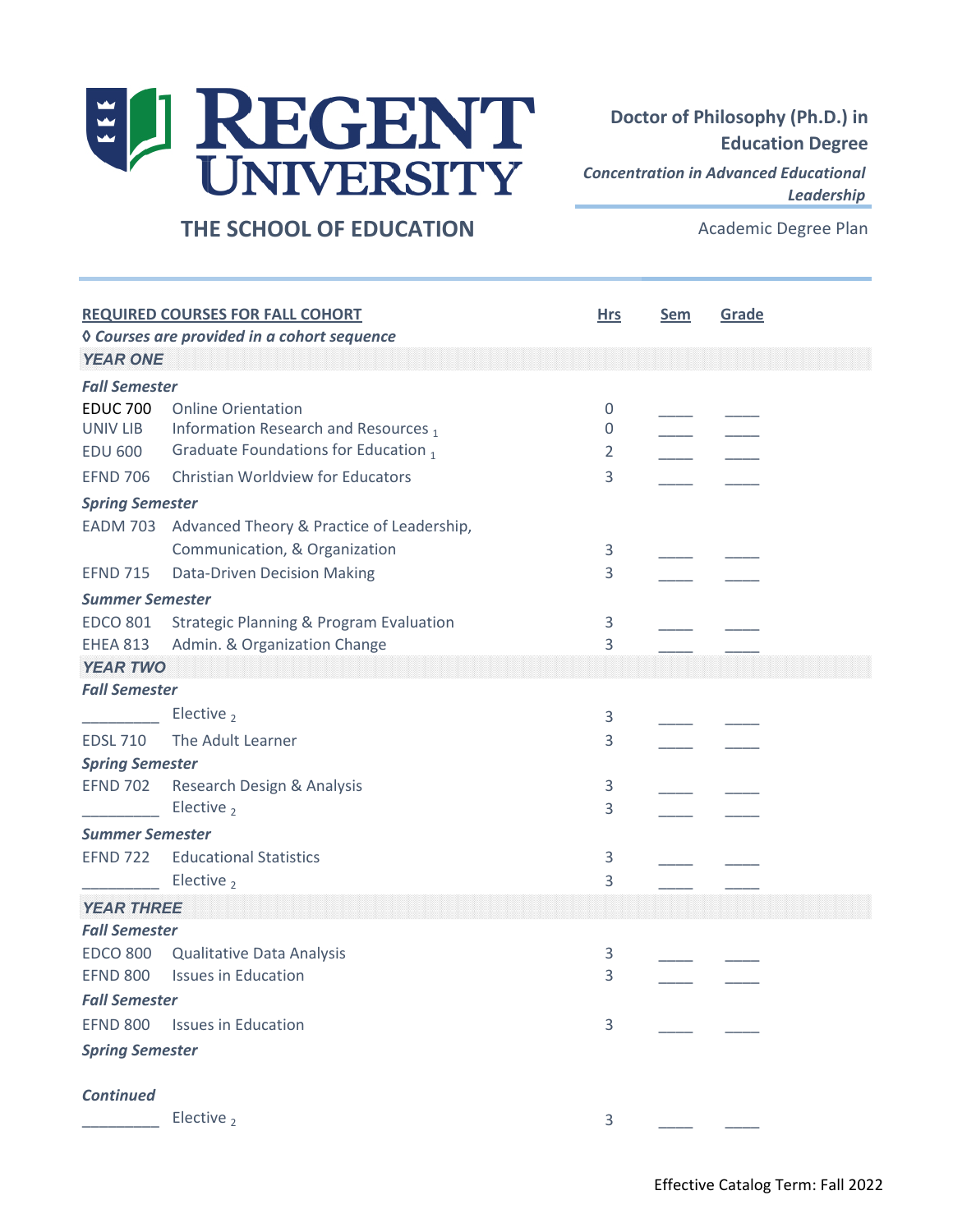# REGENT UNIVERSITY

## THE SCHOOL OF EDUCATION

**Doctor of Philosophy (Ph.D.) in Education Degree**

***Concentration in Advanced Educational Leadership***

Academic Degree Plan

| REQUIRED COURSES FOR FALL COHORT | | Hrs | Sem | Grade |
|---|---|---|---|---|
| ◊ *Courses are provided in a cohort sequence* | | | | |
| ***YEAR ONE*** | | | | |
| ***Fall Semester*** | | | | |
| EDUC 700 | Online Orientation | 0 | ____ | ____ |
| UNIV LIB | Information Research and Resources [1] | 0 | ____ | ____ |
| EDU 600 | Graduate Foundations for Education [1] | 2 | ____ | ____ |
| EFND 706 | Christian Worldview for Educators | 3 | ____ | ____ |
| ***Spring Semester*** | | | | |
| EADM 703 | Advanced Theory & Practice of Leadership, Communication, & Organization | 3 | ____ | ____ |
| EFND 715 | Data-Driven Decision Making | 3 | ____ | ____ |
| ***Summer Semester*** | | | | |
| EDCO 801 | Strategic Planning & Program Evaluation | 3 | ____ | ____ |
| EHEA 813 | Admin. & Organization Change | 3 | ____ | ____ |
| ***YEAR TWO*** | | | | |
| ***Fall Semester*** | | | | |
| _________ | Elective [2] | 3 | ____ | ____ |
| EDSL 710 | The Adult Learner | 3 | ____ | ____ |
| ***Spring Semester*** | | | | |
| EFND 702 | Research Design & Analysis | 3 | ____ | ____ |
| _________ | Elective [2] | 3 | ____ | ____ |
| ***Summer Semester*** | | | | |
| EFND 722 | Educational Statistics | 3 | ____ | ____ |
| _________ | Elective [2] | 3 | ____ | ____ |
| ***YEAR THREE*** | | | | |
| ***Fall Semester*** | | | | |
| EDCO 800 | Qualitative Data Analysis | 3 | ____ | ____ |
| EFND 800 | Issues in Education | 3 | ____ | ____ |
| ***Fall Semester*** | | | | |
| EFND 800 | Issues in Education | 3 | ____ | ____ |
| ***Spring Semester*** | | | | |
| ***Continued*** | | | | |
| _________ | Elective [2] | 3 | ____ | ____ |

Effective Catalog Term: Fall 2022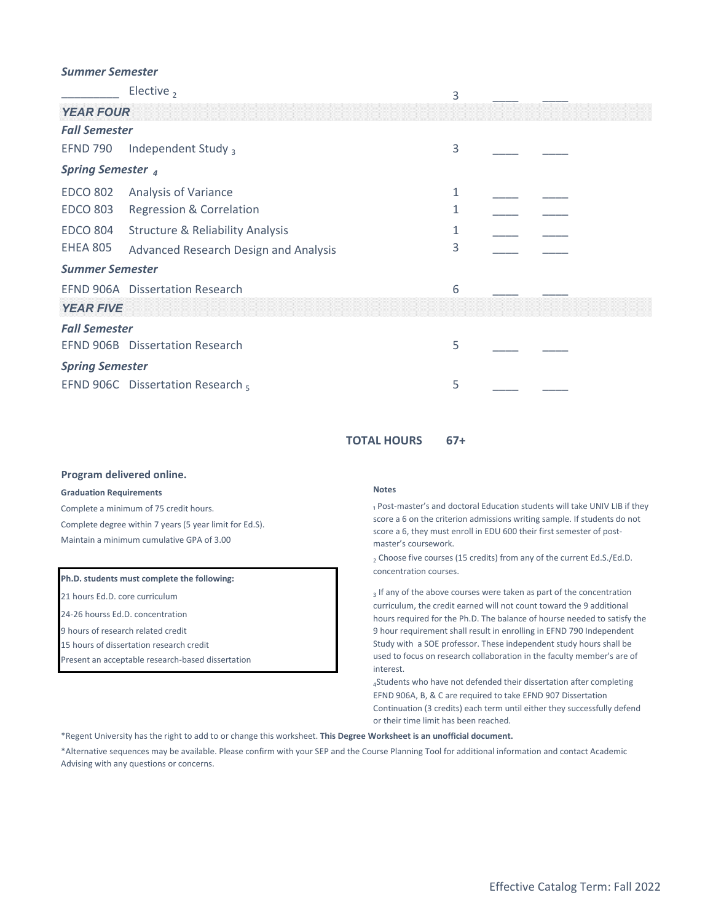| | | | | |
|---|---|---|---|---|
| ***Summer Semester*** | | | | |
| _________ | Elective [2] | 3 | ____ | ____ |
| ***YEAR FOUR*** | | | | |
| ***Fall Semester*** | | | | |
| EFND 790 | Independent Study [3] | 3 | ____ | ____ |
| ***Spring Semester [4]*** | | | | |
| EDCO 802 | Analysis of Variance | 1 | ____ | ____ |
| EDCO 803 | Regression & Correlation | 1 | ____ | ____ |
| EDCO 804 | Structure & Reliability Analysis | 1 | ____ | ____ |
| EHEA 805 | Advanced Research Design and Analysis | 3 | ____ | ____ |
| ***Summer Semester*** | | | | |
| EFND 906A | Dissertation Research | 6 | ____ | ____ |
| ***YEAR FIVE*** | | | | |
| ***Fall Semester*** | | | | |
| EFND 906B | Dissertation Research | 5 | ____ | ____ |
| ***Spring Semester*** | | | | |
| EFND 906C | Dissertation Research [5] | 5 | ____ | ____ |
| | **TOTAL HOURS** | **67+** | | |

**Program delivered online.**

**Graduation Requirements**

Complete a minimum of 75 credit hours.

Complete degree within 7 years (5 year limit for Ed.S).

Maintain a minimum cumulative GPA of 3.00

**Ph.D. students must complete the following:**

21 hours Ed.D. core curriculum

24-26 hourss Ed.D. concentration

9 hours of research related credit

15 hours of dissertation research credit

Present an acceptable research-based dissertation

**Notes**

[1] Post-master's and doctoral Education students will take UNIV LIB if they score a 6 on the criterion admissions writing sample. If students do not score a 6, they must enroll in EDU 600 their first semester of post-master's coursework.

[2] Choose five courses (15 credits) from any of the current Ed.S./Ed.D. concentration courses.

[3] If any of the above courses were taken as part of the concentration curriculum, the credit earned will not count toward the 9 additional hours required for the Ph.D. The balance of hourse needed to satisfy the 9 hour requirement shall result in enrolling in EFND 790 Independent Study with a SOE professor. These independent study hours shall be used to focus on research collaboration in the faculty member's are of interest.

[4] Students who have not defended their dissertation after completing EFND 906A, B, & C are required to take EFND 907 Dissertation Continuation (3 credits) each term until either they successfully defend or their time limit has been reached.

*Regent University has the right to add to or change this worksheet. **This Degree Worksheet is an unofficial document.**

*Alternative sequences may be available. Please confirm with your SEP and the Course Planning Tool for additional information and contact Academic Advising with any questions or concerns.

Effective Catalog Term: Fall 2022